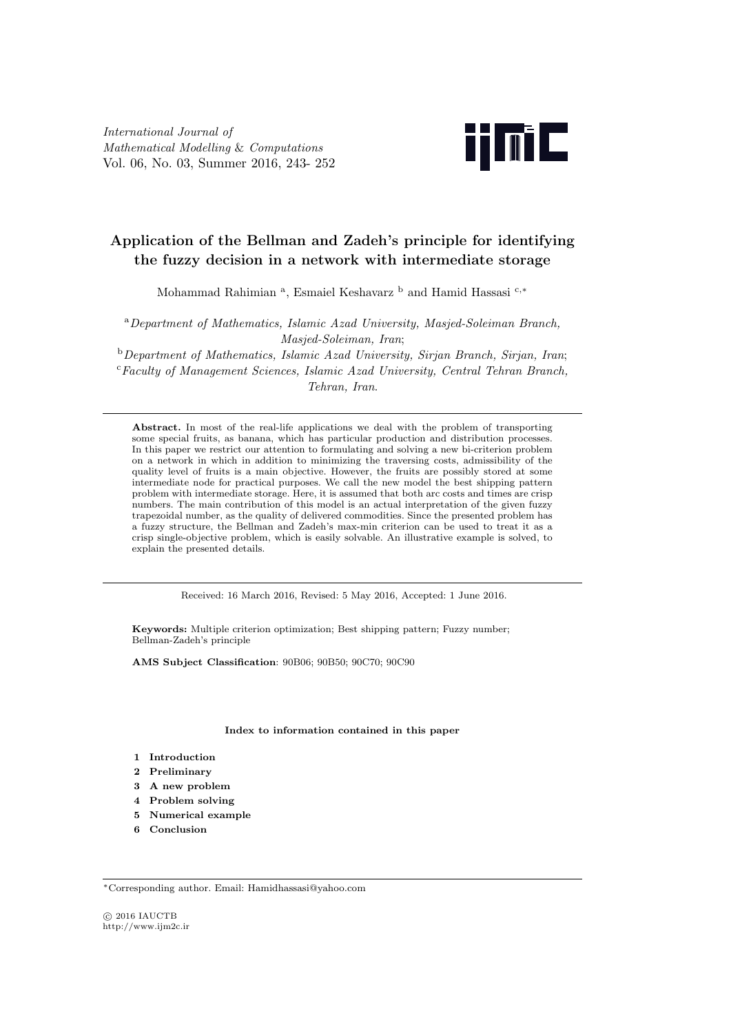# Application of the Bellman and Zadeh's principle for identifying the fuzzy decision in a network with intermediate storage

Mohammad Rahimian [a], Esmaiel Keshavarz [b] and Hamid Hassasi [c,*]

[a] *Department of Mathematics, Islamic Azad University, Masjed-Soleiman Branch, Masjed-Soleiman, Iran*;

[b] *Department of Mathematics, Islamic Azad University, Sirjan Branch, Sirjan, Iran*;

[c] *Faculty of Management Sciences, Islamic Azad University, Central Tehran Branch, Tehran, Iran.*

---

**Abstract.** In most of the real-life applications we deal with the problem of transporting some special fruits, as banana, which has particular production and distribution processes. In this paper we restrict our attention to formulating and solving a new bi-criterion problem on a network in which in addition to minimizing the traversing costs, admissibility of the quality level of fruits is a main objective. However, the fruits are possibly stored at some intermediate node for practical purposes. We call the new model the best shipping pattern problem with intermediate storage. Here, it is assumed that both arc costs and times are crisp numbers. The main contribution of this model is an actual interpretation of the given fuzzy trapezoidal number, as the quality of delivered commodities. Since the presented problem has a fuzzy structure, the Bellman and Zadeh's max-min criterion can be used to treat it as a crisp single-objective problem, which is easily solvable. An illustrative example is solved, to explain the presented details.

---

Received: 16 March 2016, Revised: 5 May 2016, Accepted: 1 June 2016.

**Keywords:** Multiple criterion optimization; Best shipping pattern; Fuzzy number; Bellman-Zadeh's principle

**AMS Subject Classification**: 90B06; 90B50; 90C70; 90C90

**Index to information contained in this paper**

1. **Introduction**
2. **Preliminary**
3. **A new problem**
4. **Problem solving**
5. **Numerical example**
6. **Conclusion**

---

*Corresponding author. Email: Hamidhassasi@yahoo.com

© 2016 IAUCTB
http://www.ijm2c.ir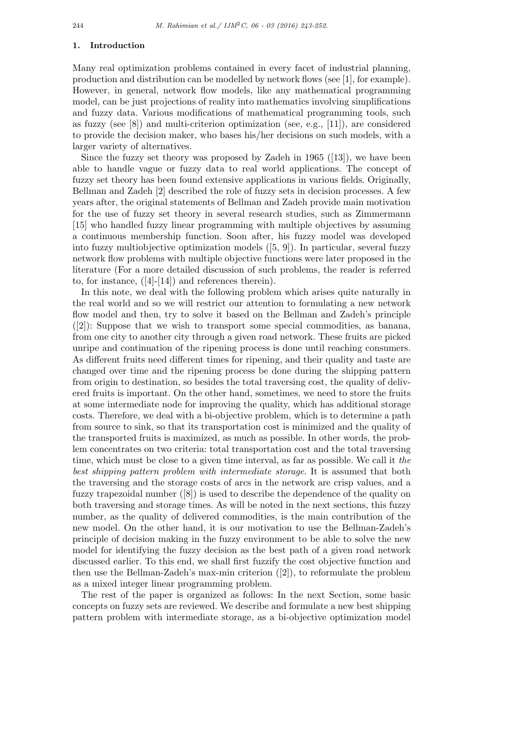## 1. Introduction

Many real optimization problems contained in every facet of industrial planning, production and distribution can be modelled by network flows (see [1], for example). However, in general, network flow models, like any mathematical programming model, can be just projections of reality into mathematics involving simplifications and fuzzy data. Various modifications of mathematical programming tools, such as fuzzy (see [8]) and multi-criterion optimization (see, e.g., [11]), are considered to provide the decision maker, who bases his/her decisions on such models, with a larger variety of alternatives.

Since the fuzzy set theory was proposed by Zadeh in 1965 ([13]), we have been able to handle vague or fuzzy data to real world applications. The concept of fuzzy set theory has been found extensive applications in various fields. Originally, Bellman and Zadeh [2] described the role of fuzzy sets in decision processes. A few years after, the original statements of Bellman and Zadeh provide main motivation for the use of fuzzy set theory in several research studies, such as Zimmermann [15] who handled fuzzy linear programming with multiple objectives by assuming a continuous membership function. Soon after, his fuzzy model was developed into fuzzy multiobjective optimization models ([5, 9]). In particular, several fuzzy network flow problems with multiple objective functions were later proposed in the literature (For a more detailed discussion of such problems, the reader is referred to, for instance, ([4]-[14]) and references therein).

In this note, we deal with the following problem which arises quite naturally in the real world and so we will restrict our attention to formulating a new network flow model and then, try to solve it based on the Bellman and Zadeh's principle ([2]): Suppose that we wish to transport some special commodities, as banana, from one city to another city through a given road network. These fruits are picked unripe and continuation of the ripening process is done until reaching consumers. As different fruits need different times for ripening, and their quality and taste are changed over time and the ripening process be done during the shipping pattern from origin to destination, so besides the total traversing cost, the quality of delivered fruits is important. On the other hand, sometimes, we need to store the fruits at some intermediate node for improving the quality, which has additional storage costs. Therefore, we deal with a bi-objective problem, which is to determine a path from source to sink, so that its transportation cost is minimized and the quality of the transported fruits is maximized, as much as possible. In other words, the problem concentrates on two criteria: total transportation cost and the total traversing time, which must be close to a given time interval, as far as possible. We call it *the best shipping pattern problem with intermediate storage*. It is assumed that both the traversing and the storage costs of arcs in the network are crisp values, and a fuzzy trapezoidal number ([8]) is used to describe the dependence of the quality on both traversing and storage times. As will be noted in the next sections, this fuzzy number, as the quality of delivered commodities, is the main contribution of the new model. On the other hand, it is our motivation to use the Bellman-Zadeh's principle of decision making in the fuzzy environment to be able to solve the new model for identifying the fuzzy decision as the best path of a given road network discussed earlier. To this end, we shall first fuzzify the cost objective function and then use the Bellman-Zadeh's max-min criterion ([2]), to reformulate the problem as a mixed integer linear programming problem.

The rest of the paper is organized as follows: In the next Section, some basic concepts on fuzzy sets are reviewed. We describe and formulate a new best shipping pattern problem with intermediate storage, as a bi-objective optimization model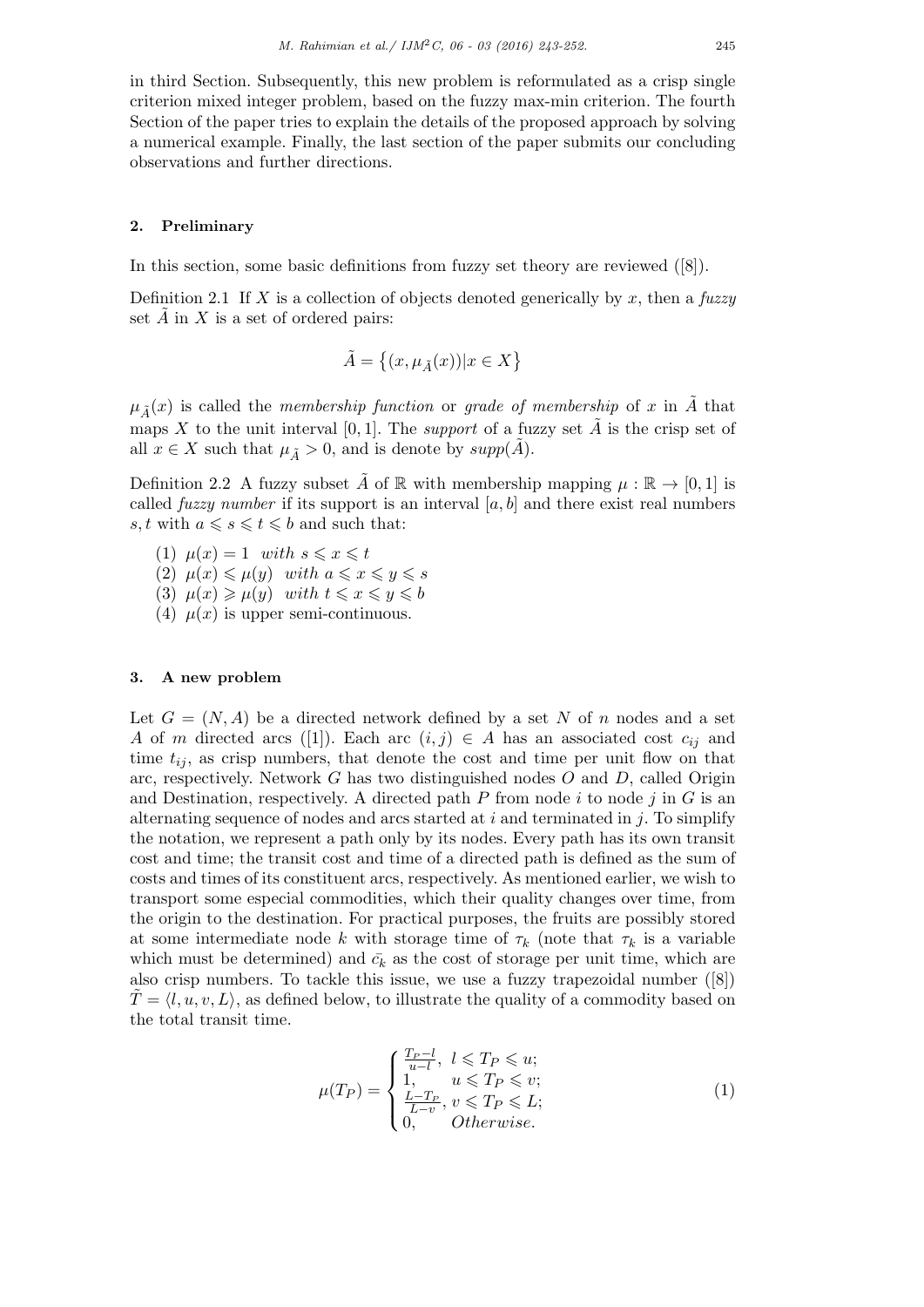in third Section. Subsequently, this new problem is reformulated as a crisp single criterion mixed integer problem, based on the fuzzy max-min criterion. The fourth Section of the paper tries to explain the details of the proposed approach by solving a numerical example. Finally, the last section of the paper submits our concluding observations and further directions.

## 2. Preliminary

In this section, some basic definitions from fuzzy set theory are reviewed ([8]).

Definition 2.1 If $X$ is a collection of objects denoted generically by $x$, then a *fuzzy* set $\tilde{A}$ in $X$ is a set of ordered pairs:

$$\tilde{A} = \{(x, \mu_{\tilde{A}}(x)) | x \in X\}$$

$\mu_{\tilde{A}}(x)$ is called the *membership function* or *grade of membership* of $x$ in $\tilde{A}$ that maps $X$ to the unit interval $[0, 1]$. The *support* of a fuzzy set $\tilde{A}$ is the crisp set of all $x \in X$ such that $\mu_{\tilde{A}} > 0$, and is denote by $supp(\tilde{A})$.

Definition 2.2 A fuzzy subset $\tilde{A}$ of $\mathbb{R}$ with membership mapping $\mu : \mathbb{R} \to [0, 1]$ is called *fuzzy number* if its support is an interval $[a, b]$ and there exist real numbers $s, t$ with $a \leqslant s \leqslant t \leqslant b$ and such that:

(1) $\mu(x) = 1$ *with* $s \leqslant x \leqslant t$
(2) $\mu(x) \leqslant \mu(y)$ *with* $a \leqslant x \leqslant y \leqslant s$
(3) $\mu(x) \geqslant \mu(y)$ *with* $t \leqslant x \leqslant y \leqslant b$
(4) $\mu(x)$ is upper semi-continuous.

## 3. A new problem

Let $G = (N, A)$ be a directed network defined by a set $N$ of $n$ nodes and a set $A$ of $m$ directed arcs ([1]). Each arc $(i, j) \in A$ has an associated cost $c_{ij}$ and time $t_{ij}$, as crisp numbers, that denote the cost and time per unit flow on that arc, respectively. Network $G$ has two distinguished nodes $O$ and $D$, called Origin and Destination, respectively. A directed path $P$ from node $i$ to node $j$ in $G$ is an alternating sequence of nodes and arcs started at $i$ and terminated in $j$. To simplify the notation, we represent a path only by its nodes. Every path has its own transit cost and time; the transit cost and time of a directed path is defined as the sum of costs and times of its constituent arcs, respectively. As mentioned earlier, we wish to transport some especial commodities, which their quality changes over time, from the origin to the destination. For practical purposes, the fruits are possibly stored at some intermediate node $k$ with storage time of $\tau_k$ (note that $\tau_k$ is a variable which must be determined) and $\bar{c}_k$ as the cost of storage per unit time, which are also crisp numbers. To tackle this issue, we use a fuzzy trapezoidal number ([8]) $\tilde{T} = \langle l, u, v, L \rangle$, as defined below, to illustrate the quality of a commodity based on the total transit time.

$$\mu(T_P) = \begin{cases} \frac{T_P - l}{u - l}, & l \leqslant T_P \leqslant u; \\ 1, & u \leqslant T_P \leqslant v; \\ \frac{L - T_P}{L - v}, & v \leqslant T_P \leqslant L; \\ 0, & Otherwise. \end{cases} \tag{1}$$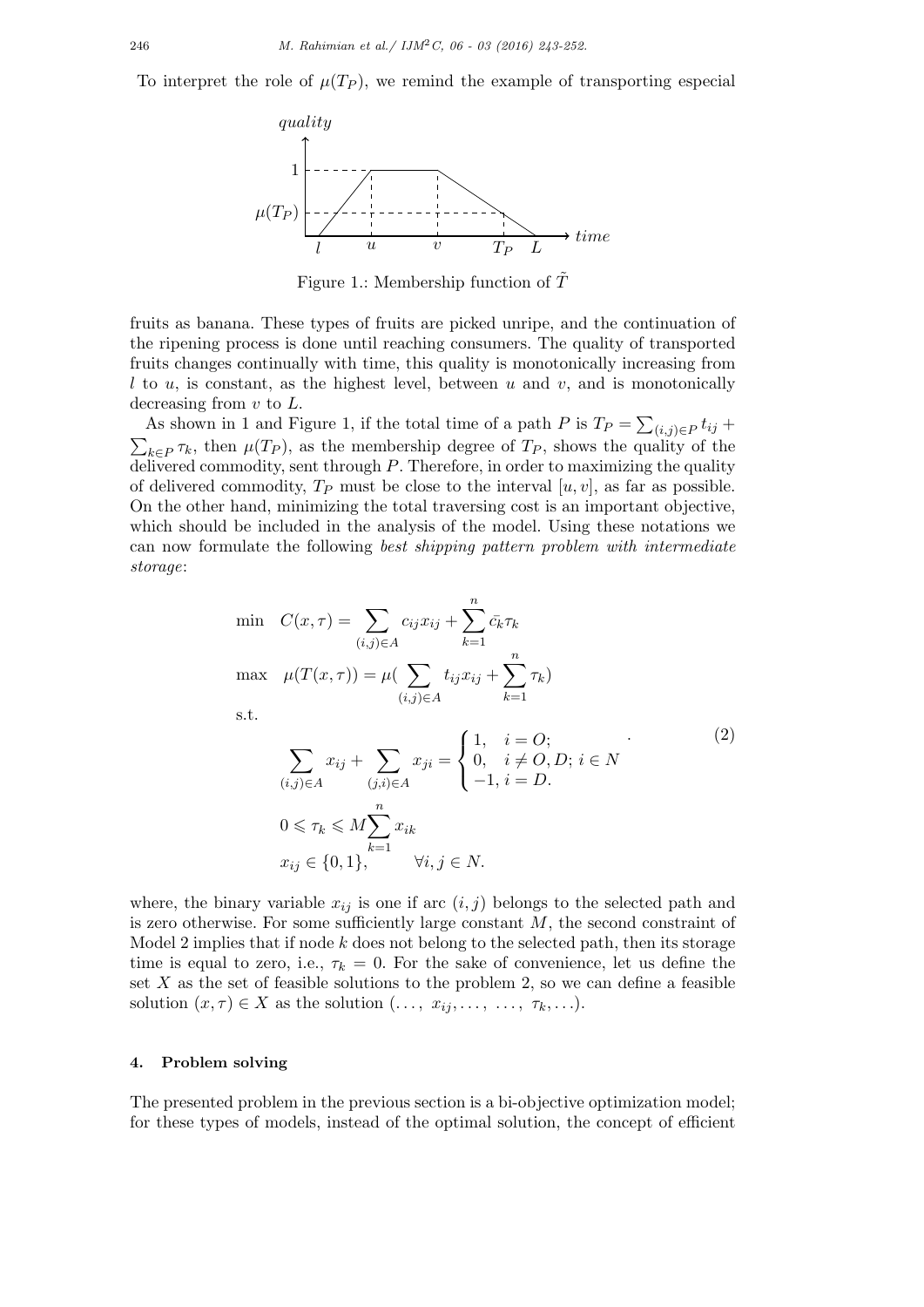To interpret the role of $\mu(T_P)$, we remind the example of transporting especial

Figure 1.: Membership function of $\tilde{T}$

fruits as banana. These types of fruits are picked unripe, and the continuation of the ripening process is done until reaching consumers. The quality of transported fruits changes continually with time, this quality is monotonically increasing from $l$ to $u$, is constant, as the highest level, between $u$ and $v$, and is monotonically decreasing from $v$ to $L$.

As shown in 1 and Figure 1, if the total time of a path $P$ is $T_P = \sum_{(i,j)\in P} t_{ij} + \sum_{k\in P} \tau_k$, then $\mu(T_P)$, as the membership degree of $T_P$, shows the quality of the delivered commodity, sent through $P$. Therefore, in order to maximizing the quality of delivered commodity, $T_P$ must be close to the interval $[u, v]$, as far as possible. On the other hand, minimizing the total traversing cost is an important objective, which should be included in the analysis of the model. Using these notations we can now formulate the following *best shipping pattern problem with intermediate storage*:

$$
\begin{aligned}
\min \quad & C(x,\tau) = \sum_{(i,j)\in A} c_{ij} x_{ij} + \sum_{k=1}^{n} \bar{c}_k \tau_k \\
\max \quad & \mu(T(x,\tau)) = \mu\Big(\sum_{(i,j)\in A} t_{ij} x_{ij} + \sum_{k=1}^{n} \tau_k\Big) \\
\text{s.t.} \quad & \\
& \sum_{(i,j)\in A} x_{ij} + \sum_{(j,i)\in A} x_{ji} = \begin{cases} 1, & i = O; \\ 0, & i \neq O, D;\ i \in N \\ -1, & i = D. \end{cases} \\
& 0 \leqslant \tau_k \leqslant M \sum_{k=1}^{n} x_{ik} \\
& x_{ij} \in \{0,1\}, \qquad \forall i,j \in N.
\end{aligned}
\tag{2}
$$

where, the binary variable $x_{ij}$ is one if arc $(i, j)$ belongs to the selected path and is zero otherwise. For some sufficiently large constant $M$, the second constraint of Model 2 implies that if node $k$ does not belong to the selected path, then its storage time is equal to zero, i.e., $\tau_k = 0$. For the sake of convenience, let us define the set $X$ as the set of feasible solutions to the problem 2, so we can define a feasible solution $(x, \tau) \in X$ as the solution $(\ldots,\ x_{ij}, \ldots,\ \ldots,\ \tau_k, \ldots)$.

## 4. Problem solving

The presented problem in the previous section is a bi-objective optimization model; for these types of models, instead of the optimal solution, the concept of efficient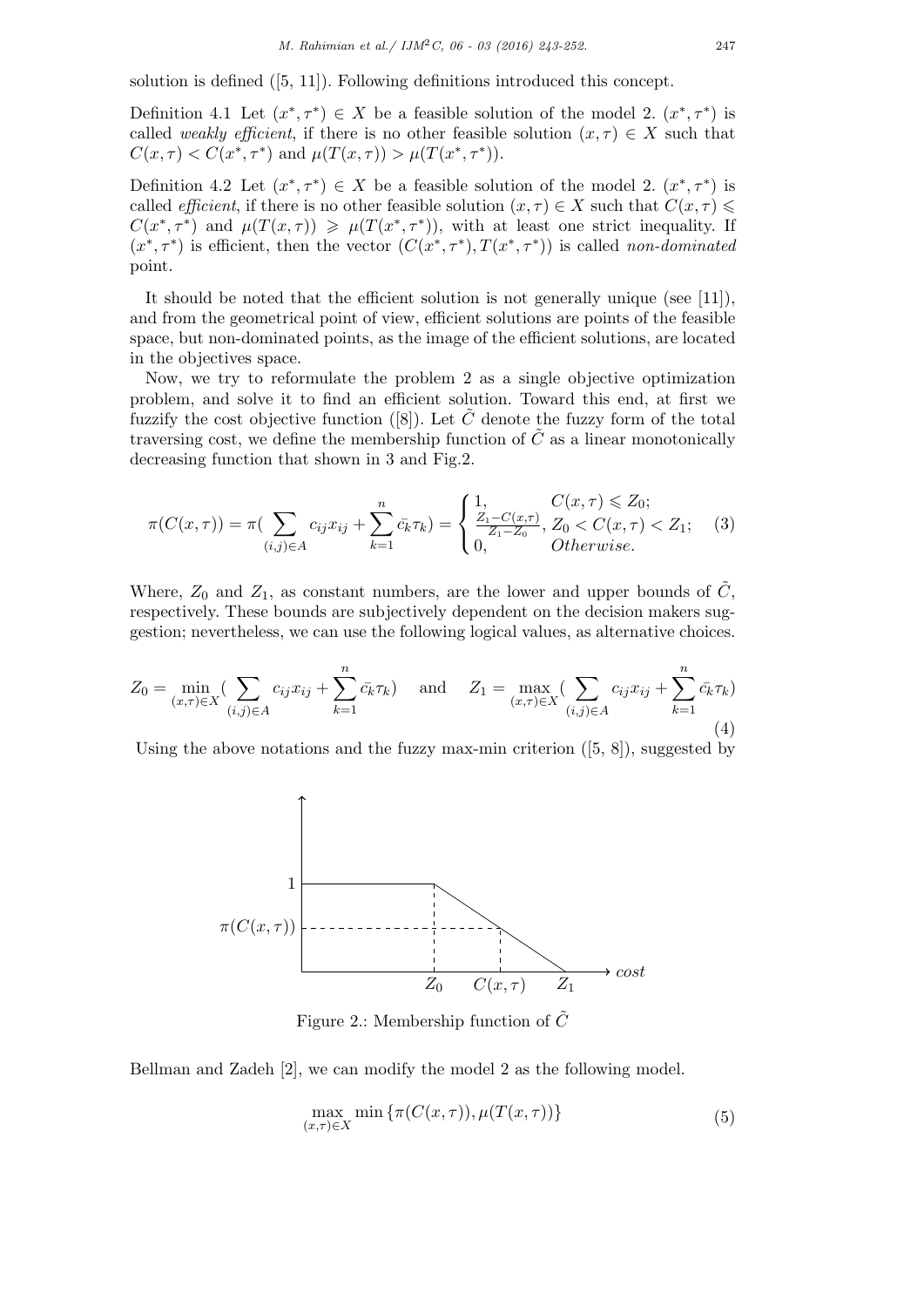solution is defined ([5, 11]). Following definitions introduced this concept.

Definition 4.1 Let $(x^*, \tau^*) \in X$ be a feasible solution of the model 2. $(x^*, \tau^*)$ is called *weakly efficient*, if there is no other feasible solution $(x, \tau) \in X$ such that $C(x, \tau) < C(x^*, \tau^*)$ and $\mu(T(x, \tau)) > \mu(T(x^*, \tau^*))$.

Definition 4.2 Let $(x^*, \tau^*) \in X$ be a feasible solution of the model 2. $(x^*, \tau^*)$ is called *efficient*, if there is no other feasible solution $(x, \tau) \in X$ such that $C(x, \tau) \leqslant C(x^*, \tau^*)$ and $\mu(T(x, \tau)) \geqslant \mu(T(x^*, \tau^*))$, with at least one strict inequality. If $(x^*, \tau^*)$ is efficient, then the vector $(C(x^*, \tau^*), T(x^*, \tau^*))$ is called *non-dominated* point.

It should be noted that the efficient solution is not generally unique (see [11]), and from the geometrical point of view, efficient solutions are points of the feasible space, but non-dominated points, as the image of the efficient solutions, are located in the objectives space.

Now, we try to reformulate the problem 2 as a single objective optimization problem, and solve it to find an efficient solution. Toward this end, at first we fuzzify the cost objective function ([8]). Let $\tilde{C}$ denote the fuzzy form of the total traversing cost, we define the membership function of $\tilde{C}$ as a linear monotonically decreasing function that shown in 3 and Fig.2.

$$\pi(C(x, \tau)) = \pi(\sum_{(i,j)\in A} c_{ij}x_{ij} + \sum_{k=1}^{n} \bar{c_k}\tau_k) = \begin{cases} 1, & C(x, \tau) \leqslant Z_0; \\ \frac{Z_1 - C(x,\tau)}{Z_1 - Z_0}, & Z_0 < C(x, \tau) < Z_1; \\ 0, & Otherwise. \end{cases} \quad (3)$$

Where, $Z_0$ and $Z_1$, as constant numbers, are the lower and upper bounds of $\tilde{C}$, respectively. These bounds are subjectively dependent on the decision makers suggestion; nevertheless, we can use the following logical values, as alternative choices.

$$Z_0 = \min_{(x,\tau)\in X} (\sum_{(i,j)\in A} c_{ij}x_{ij} + \sum_{k=1}^{n} \bar{c_k}\tau_k) \quad \text{and} \quad Z_1 = \max_{(x,\tau)\in X} (\sum_{(i,j)\in A} c_{ij}x_{ij} + \sum_{k=1}^{n} \bar{c_k}\tau_k) \quad (4)$$

Using the above notations and the fuzzy max-min criterion ([5, 8]), suggested by Bellman and Zadeh [2], we can modify the model 2 as the following model.

Figure 2.: Membership function of $\tilde{C}$

$$\max_{(x,\tau)\in X} \min \{\pi(C(x, \tau)), \mu(T(x, \tau))\} \quad (5)$$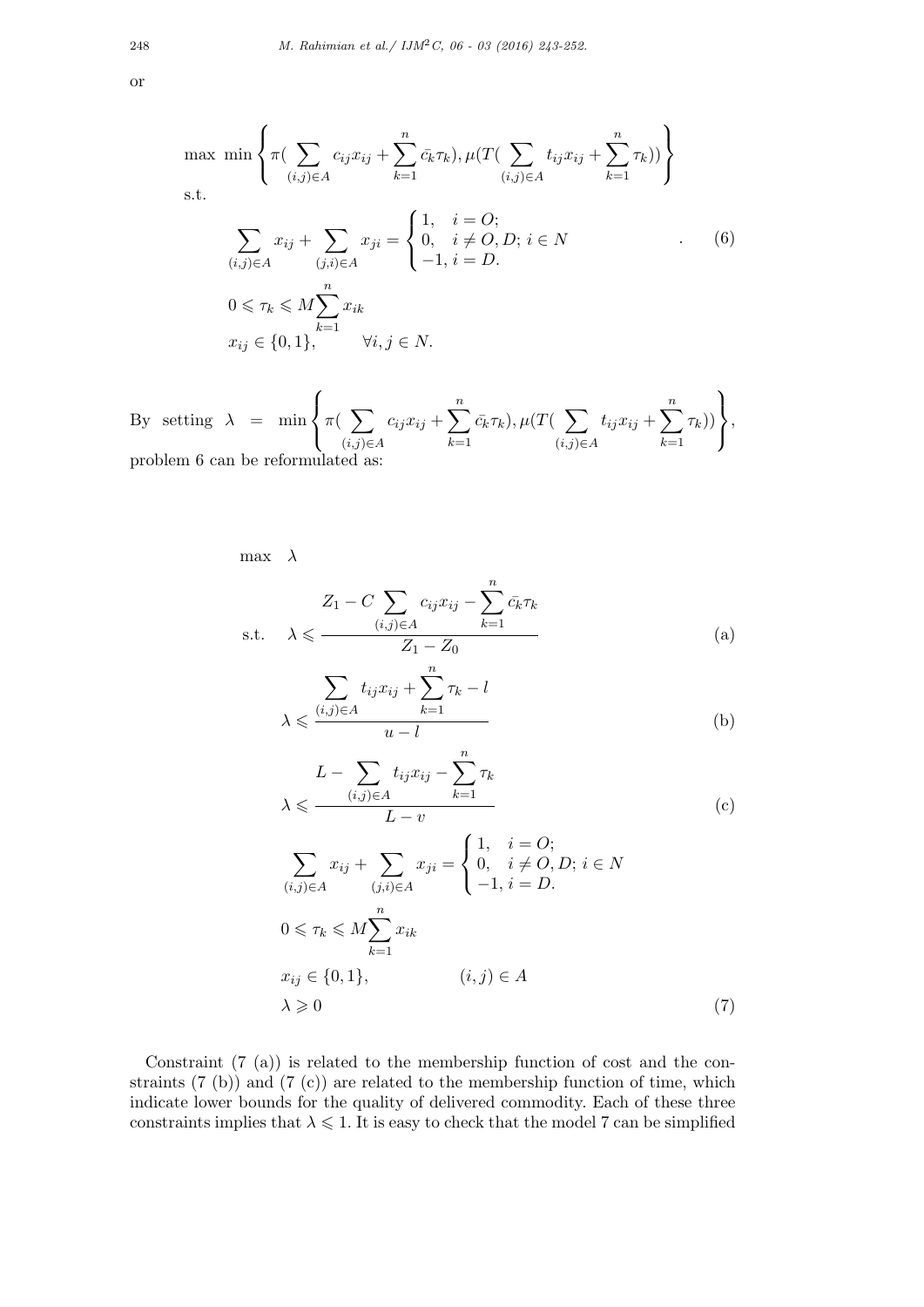or

$$
\begin{aligned}
&\max\ \min\left\{\pi(\sum_{(i,j)\in A} c_{ij}x_{ij}+\sum_{k=1}^{n}\bar{c_k}\tau_k),\mu(T(\sum_{(i,j)\in A} t_{ij}x_{ij}+\sum_{k=1}^{n}\tau_k))\right\}\\
&\text{s.t.}\\
&\qquad \sum_{(i,j)\in A} x_{ij}+\sum_{(j,i)\in A} x_{ji}=\begin{cases}1, & i=O;\\ 0, & i\neq O,D;\ i\in N\\ -1, & i=D.\end{cases} \qquad\qquad . \qquad (6)\\
&\qquad 0\leqslant \tau_k\leqslant M\sum_{k=1}^{n} x_{ik}\\
&\qquad x_{ij}\in\{0,1\}, \qquad \forall i,j\in N.
\end{aligned}
$$

By setting $\lambda = \min\left\{\pi(\sum_{(i,j)\in A} c_{ij}x_{ij}+\sum_{k=1}^{n}\bar{c_k}\tau_k),\mu(T(\sum_{(i,j)\in A} t_{ij}x_{ij}+\sum_{k=1}^{n}\tau_k))\right\}$, problem 6 can be reformulated as:

$$
\begin{aligned}
&\max \quad \lambda\\
&\text{s.t.} \quad \lambda\leqslant \frac{Z_1 - C\sum_{(i,j)\in A} c_{ij}x_{ij}-\sum_{k=1}^{n}\bar{c_k}\tau_k}{Z_1-Z_0} && \text{(a)}\\
&\qquad \lambda\leqslant \frac{\sum_{(i,j)\in A} t_{ij}x_{ij}+\sum_{k=1}^{n}\tau_k - l}{u-l} && \text{(b)}\\
&\qquad \lambda\leqslant \frac{L-\sum_{(i,j)\in A} t_{ij}x_{ij}-\sum_{k=1}^{n}\tau_k}{L-v} && \text{(c)}\\
&\qquad \sum_{(i,j)\in A} x_{ij}+\sum_{(j,i)\in A} x_{ji}=\begin{cases}1, & i=O;\\ 0, & i\neq O,D;\ i\in N\\ -1, & i=D.\end{cases}\\
&\qquad 0\leqslant \tau_k\leqslant M\sum_{k=1}^{n} x_{ik}\\
&\qquad x_{ij}\in\{0,1\}, \qquad (i,j)\in A\\
&\qquad \lambda\geqslant 0 && (7)
\end{aligned}
$$

Constraint (7 (a)) is related to the membership function of cost and the constraints (7 (b)) and (7 (c)) are related to the membership function of time, which indicate lower bounds for the quality of delivered commodity. Each of these three constraints implies that $\lambda\leqslant 1$. It is easy to check that the model 7 can be simplified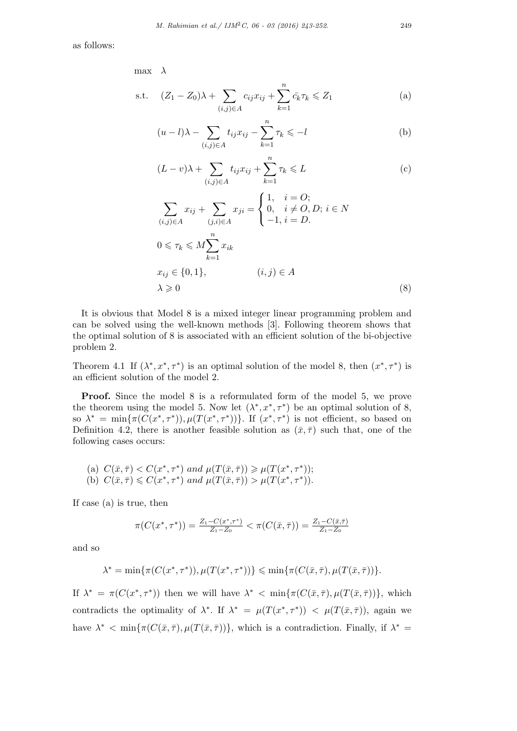as follows:

$$
\begin{aligned}
\max \quad & \lambda \\
\text{s.t.} \quad & (Z_1 - Z_0)\lambda + \sum_{(i,j)\in A} c_{ij}x_{ij} + \sum_{k=1}^{n} \bar{c}_k \tau_k \leqslant Z_1 && \text{(a)} \\
& (u-l)\lambda - \sum_{(i,j)\in A} t_{ij}x_{ij} - \sum_{k=1}^{n} \tau_k \leqslant -l && \text{(b)} \\
& (L-v)\lambda + \sum_{(i,j)\in A} t_{ij}x_{ij} + \sum_{k=1}^{n} \tau_k \leqslant L && \text{(c)} \\
& \sum_{(i,j)\in A} x_{ij} + \sum_{(j,i)\in A} x_{ji} = \begin{cases} 1, & i = O; \\ 0, & i \neq O, D;\ i \in N \\ -1, & i = D. \end{cases} \\
& 0 \leqslant \tau_k \leqslant M \sum_{k=1}^{n} x_{ik} \\
& x_{ij} \in \{0, 1\}, \qquad (i,j) \in A \\
& \lambda \geqslant 0 && (8)
\end{aligned}
$$

It is obvious that Model 8 is a mixed integer linear programming problem and can be solved using the well-known methods [3]. Following theorem shows that the optimal solution of 8 is associated with an efficient solution of the bi-objective problem 2.

Theorem 4.1 If $(\lambda^*, x^*, \tau^*)$ is an optimal solution of the model 8, then $(x^*, \tau^*)$ is an efficient solution of the model 2.

**Proof.** Since the model 8 is a reformulated form of the model 5, we prove the theorem using the model 5. Now let $(\lambda^*, x^*, \tau^*)$ be an optimal solution of 8, so $\lambda^* = \min\{\pi(C(x^*, \tau^*)), \mu(T(x^*, \tau^*))\}$. If $(x^*, \tau^*)$ is not efficient, so based on Definition 4.2, there is another feasible solution as $(\bar{x}, \bar{\tau})$ such that, one of the following cases occurs:

(a) $C(\bar{x}, \bar{\tau}) < C(x^*, \tau^*)$ *and* $\mu(T(\bar{x}, \bar{\tau})) \geqslant \mu(T(x^*, \tau^*))$;
(b) $C(\bar{x}, \bar{\tau}) \leqslant C(x^*, \tau^*)$ *and* $\mu(T(\bar{x}, \bar{\tau})) > \mu(T(x^*, \tau^*))$.

If case (a) is true, then

$$
\pi(C(x^*, \tau^*)) = \frac{Z_1 - C(x^*, \tau^*)}{Z_1 - Z_0} < \pi(C(\bar{x}, \bar{\tau})) = \frac{Z_1 - C(\bar{x}, \bar{\tau})}{Z_1 - Z_0}
$$

and so

$$
\lambda^* = \min\{\pi(C(x^*, \tau^*)), \mu(T(x^*, \tau^*))\} \leqslant \min\{\pi(C(\bar{x}, \bar{\tau}), \mu(T(\bar{x}, \bar{\tau}))\}.
$$

If $\lambda^* = \pi(C(x^*, \tau^*))$ then we will have $\lambda^* < \min\{\pi(C(\bar{x}, \bar{\tau}), \mu(T(\bar{x}, \bar{\tau}))\}$, which contradicts the optimality of $\lambda^*$. If $\lambda^* = \mu(T(x^*, \tau^*)) < \mu(T(\bar{x}, \bar{\tau}))$, again we have $\lambda^* < \min\{\pi(C(\bar{x}, \bar{\tau}), \mu(T(\bar{x}, \bar{\tau}))\}$, which is a contradiction. Finally, if $\lambda^* =$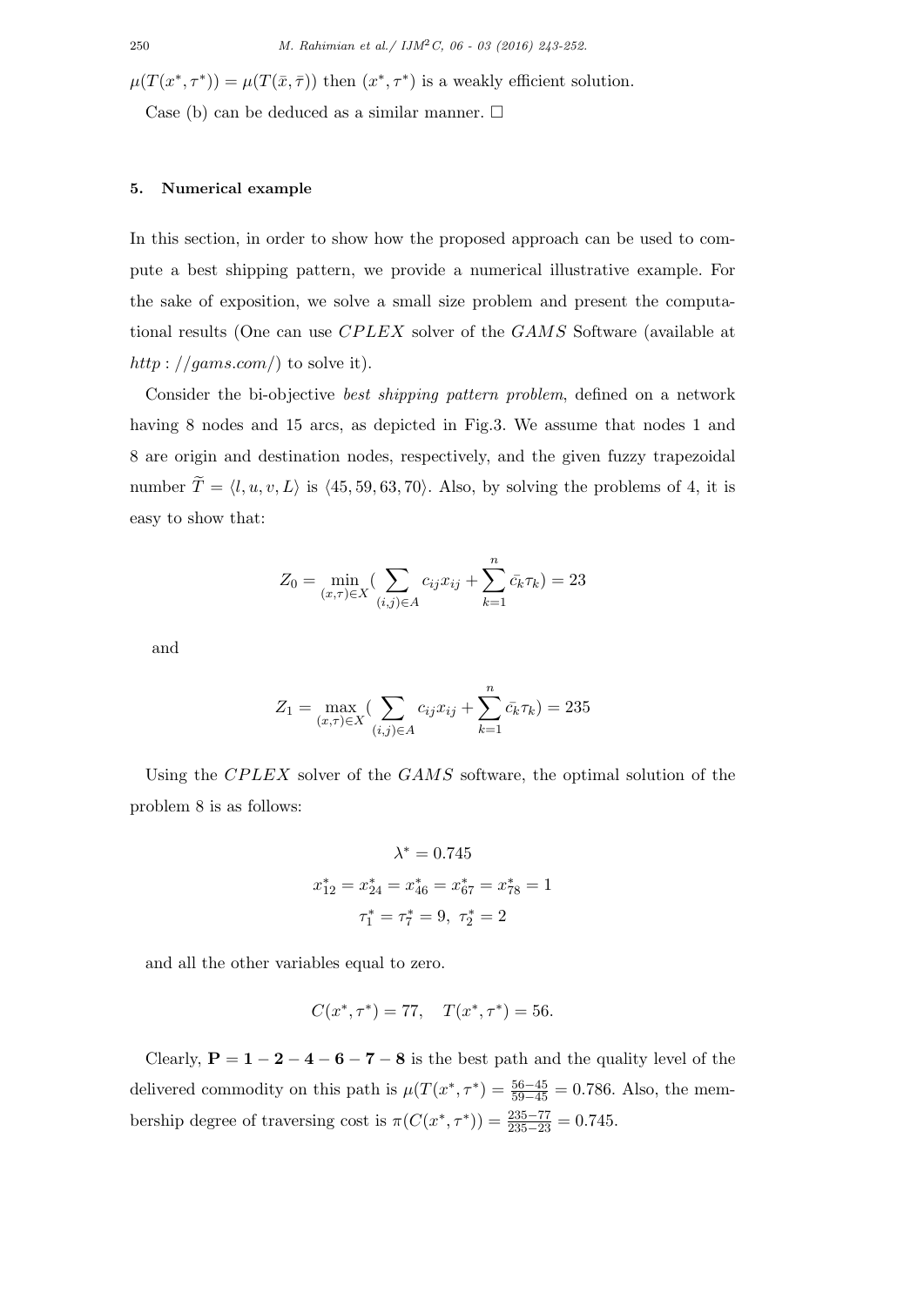$\mu(T(x^*,\tau^*)) = \mu(T(\bar{x},\bar{\tau}))$ then $(x^*,\tau^*)$ is a weakly efficient solution.

Case (b) can be deduced as a similar manner. □

## 5. Numerical example

In this section, in order to show how the proposed approach can be used to compute a best shipping pattern, we provide a numerical illustrative example. For the sake of exposition, we solve a small size problem and present the computational results (One can use *CPLEX* solver of the *GAMS* Software (available at *http : //gams.com/*) to solve it).

Consider the bi-objective *best shipping pattern problem*, defined on a network having 8 nodes and 15 arcs, as depicted in Fig.3. We assume that nodes 1 and 8 are origin and destination nodes, respectively, and the given fuzzy trapezoidal number $\widetilde{T} = \langle l, u, v, L \rangle$ is $\langle 45, 59, 63, 70 \rangle$. Also, by solving the problems of 4, it is easy to show that:

$$Z_0 = \min_{(x,\tau)\in X} \Big( \sum_{(i,j)\in A} c_{ij}x_{ij} + \sum_{k=1}^{n} \bar{c_k}\tau_k \Big) = 23$$

and

$$Z_1 = \max_{(x,\tau)\in X} \Big( \sum_{(i,j)\in A} c_{ij}x_{ij} + \sum_{k=1}^{n} \bar{c_k}\tau_k \Big) = 235$$

Using the *CPLEX* solver of the *GAMS* software, the optimal solution of the problem 8 is as follows:

$$\lambda^* = 0.745$$

$$x^*_{12} = x^*_{24} = x^*_{46} = x^*_{67} = x^*_{78} = 1$$

$$\tau^*_1 = \tau^*_7 = 9, \;\; \tau^*_2 = 2$$

and all the other variables equal to zero.

$$C(x^*,\tau^*) = 77, \quad T(x^*,\tau^*) = 56.$$

Clearly, $\mathbf{P = 1-2-4-6-7-8}$ is the best path and the quality level of the delivered commodity on this path is $\mu(T(x^*,\tau^*) = \frac{56-45}{59-45} = 0.786$. Also, the membership degree of traversing cost is $\pi(C(x^*,\tau^*)) = \frac{235-77}{235-23} = 0.745$.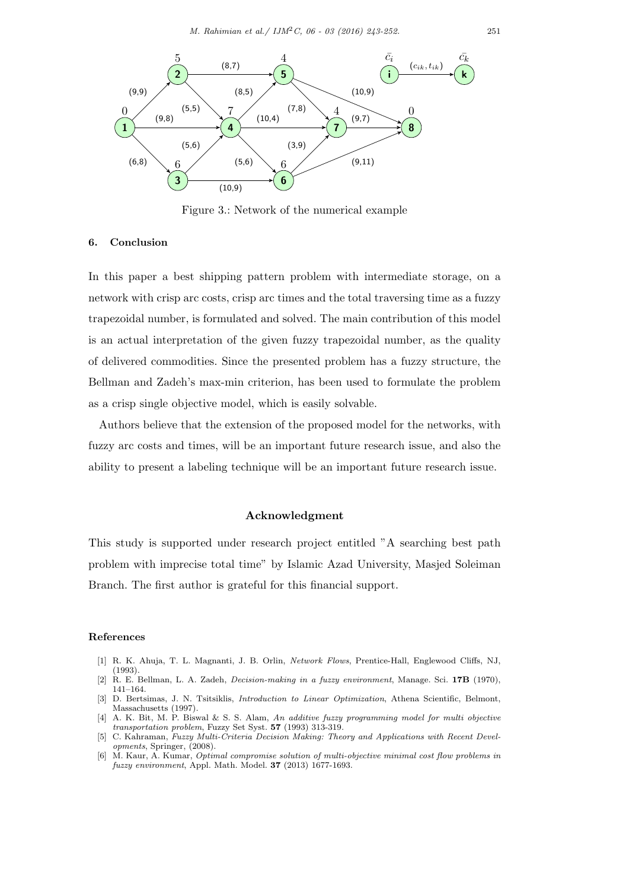Figure 3.: Network of the numerical example

## 6. Conclusion

In this paper a best shipping pattern problem with intermediate storage, on a network with crisp arc costs, crisp arc times and the total traversing time as a fuzzy trapezoidal number, is formulated and solved. The main contribution of this model is an actual interpretation of the given fuzzy trapezoidal number, as the quality of delivered commodities. Since the presented problem has a fuzzy structure, the Bellman and Zadeh's max-min criterion, has been used to formulate the problem as a crisp single objective model, which is easily solvable.

Authors believe that the extension of the proposed model for the networks, with fuzzy arc costs and times, will be an important future research issue, and also the ability to present a labeling technique will be an important future research issue.

## Acknowledgment

This study is supported under research project entitled "A searching best path problem with imprecise total time" by Islamic Azad University, Masjed Soleiman Branch. The first author is grateful for this financial support.

## References

[1] R. K. Ahuja, T. L. Magnanti, J. B. Orlin, *Network Flows*, Prentice-Hall, Englewood Cliffs, NJ, (1993).

[2] R. E. Bellman, L. A. Zadeh, *Decision-making in a fuzzy environment*, Manage. Sci. **17B** (1970), 141–164.

[3] D. Bertsimas, J. N. Tsitsiklis, *Introduction to Linear Optimization*, Athena Scientific, Belmont, Massachusetts (1997).

[4] A. K. Bit, M. P. Biswal & S. S. Alam, *An additive fuzzy programming model for multi objective transportation problem*, Fuzzy Set Syst. **57** (1993) 313-319.

[5] C. Kahraman, *Fuzzy Multi-Criteria Decision Making: Theory and Applications with Recent Developments*, Springer, (2008).

[6] M. Kaur, A. Kumar, *Optimal compromise solution of multi-objective minimal cost flow problems in fuzzy environment*, Appl. Math. Model. **37** (2013) 1677-1693.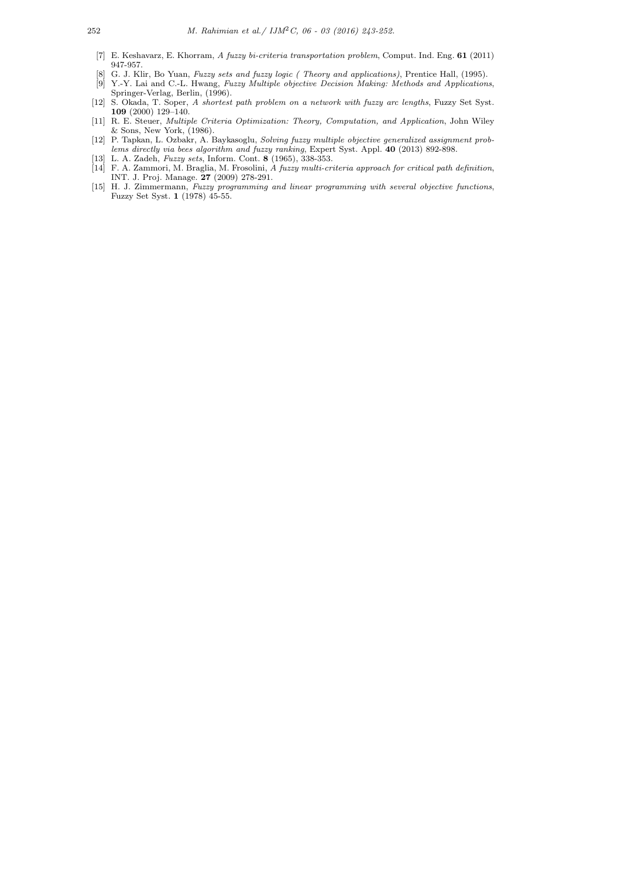[7] E. Keshavarz, E. Khorram, *A fuzzy bi-criteria transportation problem*, Comput. Ind. Eng. **61** (2011) 947-957.

[8] G. J. Klir, Bo Yuan, *Fuzzy sets and fuzzy logic ( Theory and applications)*, Prentice Hall, (1995).

[9] Y.-Y. Lai and C.-L. Hwang, *Fuzzy Multiple objective Decision Making: Methods and Applications*, Springer-Verlag, Berlin, (1996).

[12] S. Okada, T. Soper, *A shortest path problem on a network with fuzzy arc lengths*, Fuzzy Set Syst. **109** (2000) 129–140.

[11] R. E. Steuer, *Multiple Criteria Optimization: Theory, Computation, and Application*, John Wiley & Sons, New York, (1986).

[12] P. Tapkan, L. Ozbakr, A. Baykasoglu, *Solving fuzzy multiple objective generalized assignment problems directly via bees algorithm and fuzzy ranking*, Expert Syst. Appl. **40** (2013) 892-898.

[13] L. A. Zadeh, *Fuzzy sets*, Inform. Cont. **8** (1965), 338-353.

[14] F. A. Zammori, M. Braglia, M. Frosolini, *A fuzzy multi-criteria approach for critical path definition*, INT. J. Proj. Manage. **27** (2009) 278-291.

[15] H. J. Zimmermann, *Fuzzy programming and linear programming with several objective functions*, Fuzzy Set Syst. **1** (1978) 45-55.